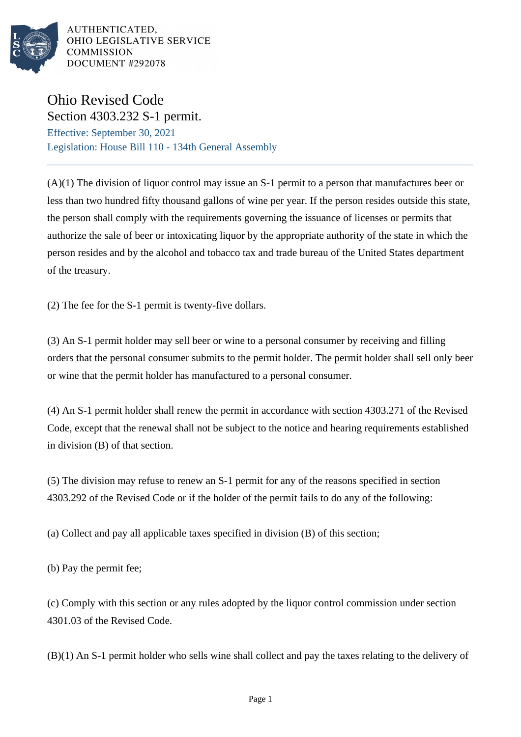AUTHENTICATED,
OHIO LEGISLATIVE SERVICE
COMMISSION
DOCUMENT #292078

# Ohio Revised Code

## Section 4303.232 S-1 permit.

Effective: September 30, 2021

Legislation: House Bill 110 - 134th General Assembly

---

(A)(1) The division of liquor control may issue an S-1 permit to a person that manufactures beer or less than two hundred fifty thousand gallons of wine per year. If the person resides outside this state, the person shall comply with the requirements governing the issuance of licenses or permits that authorize the sale of beer or intoxicating liquor by the appropriate authority of the state in which the person resides and by the alcohol and tobacco tax and trade bureau of the United States department of the treasury.

(2) The fee for the S-1 permit is twenty-five dollars.

(3) An S-1 permit holder may sell beer or wine to a personal consumer by receiving and filling orders that the personal consumer submits to the permit holder. The permit holder shall sell only beer or wine that the permit holder has manufactured to a personal consumer.

(4) An S-1 permit holder shall renew the permit in accordance with section 4303.271 of the Revised Code, except that the renewal shall not be subject to the notice and hearing requirements established in division (B) of that section.

(5) The division may refuse to renew an S-1 permit for any of the reasons specified in section 4303.292 of the Revised Code or if the holder of the permit fails to do any of the following:

(a) Collect and pay all applicable taxes specified in division (B) of this section;

(b) Pay the permit fee;

(c) Comply with this section or any rules adopted by the liquor control commission under section 4301.03 of the Revised Code.

(B)(1) An S-1 permit holder who sells wine shall collect and pay the taxes relating to the delivery of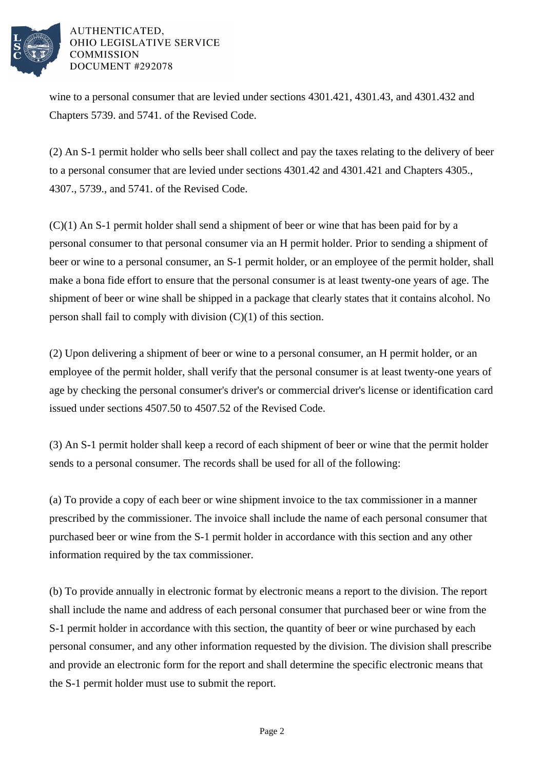wine to a personal consumer that are levied under sections 4301.421, 4301.43, and 4301.432 and Chapters 5739. and 5741. of the Revised Code.

(2) An S-1 permit holder who sells beer shall collect and pay the taxes relating to the delivery of beer to a personal consumer that are levied under sections 4301.42 and 4301.421 and Chapters 4305., 4307., 5739., and 5741. of the Revised Code.

(C)(1) An S-1 permit holder shall send a shipment of beer or wine that has been paid for by a personal consumer to that personal consumer via an H permit holder. Prior to sending a shipment of beer or wine to a personal consumer, an S-1 permit holder, or an employee of the permit holder, shall make a bona fide effort to ensure that the personal consumer is at least twenty-one years of age. The shipment of beer or wine shall be shipped in a package that clearly states that it contains alcohol. No person shall fail to comply with division (C)(1) of this section.

(2) Upon delivering a shipment of beer or wine to a personal consumer, an H permit holder, or an employee of the permit holder, shall verify that the personal consumer is at least twenty-one years of age by checking the personal consumer's driver's or commercial driver's license or identification card issued under sections 4507.50 to 4507.52 of the Revised Code.

(3) An S-1 permit holder shall keep a record of each shipment of beer or wine that the permit holder sends to a personal consumer. The records shall be used for all of the following:

(a) To provide a copy of each beer or wine shipment invoice to the tax commissioner in a manner prescribed by the commissioner. The invoice shall include the name of each personal consumer that purchased beer or wine from the S-1 permit holder in accordance with this section and any other information required by the tax commissioner.

(b) To provide annually in electronic format by electronic means a report to the division. The report shall include the name and address of each personal consumer that purchased beer or wine from the S-1 permit holder in accordance with this section, the quantity of beer or wine purchased by each personal consumer, and any other information requested by the division. The division shall prescribe and provide an electronic form for the report and shall determine the specific electronic means that the S-1 permit holder must use to submit the report.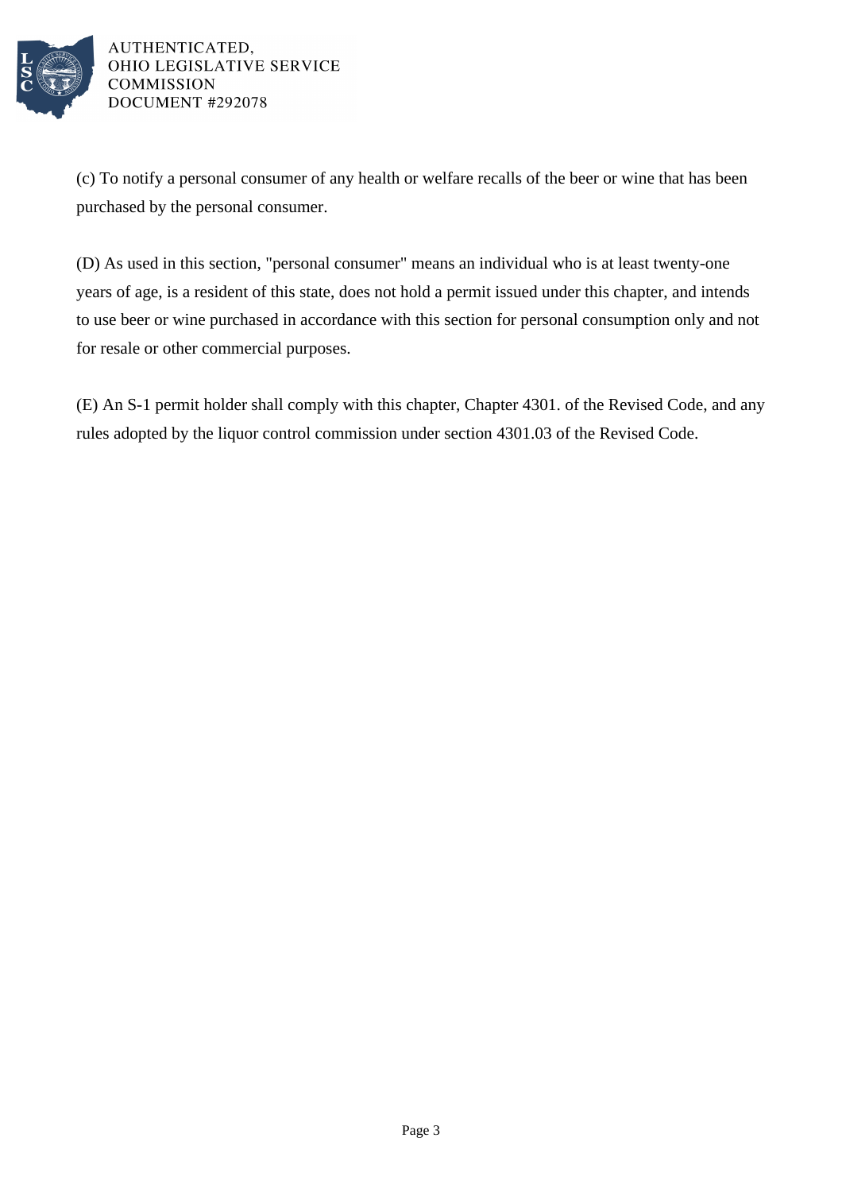(c) To notify a personal consumer of any health or welfare recalls of the beer or wine that has been purchased by the personal consumer.

(D) As used in this section, "personal consumer" means an individual who is at least twenty-one years of age, is a resident of this state, does not hold a permit issued under this chapter, and intends to use beer or wine purchased in accordance with this section for personal consumption only and not for resale or other commercial purposes.

(E) An S-1 permit holder shall comply with this chapter, Chapter 4301. of the Revised Code, and any rules adopted by the liquor control commission under section 4301.03 of the Revised Code.